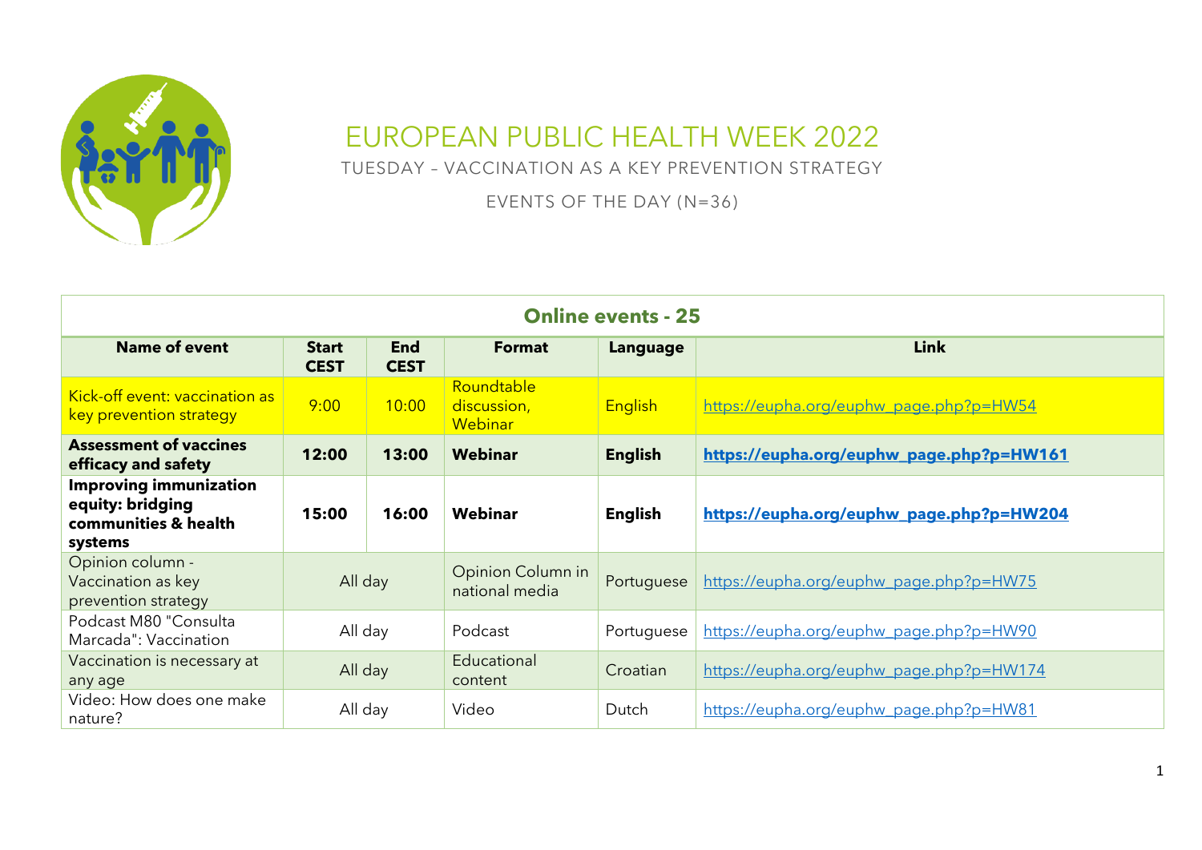# EUROPEAN PUBLIC HEALTH WEEK 2022

TUESDAY – VACCINATION AS A KEY PREVENTION STRATEGY

EVENTS OF THE DAY (N=36)

| **Online events - 25** | | | | | |
|---|---|---|---|---|---|
| **Name of event** | **Start CEST** | **End CEST** | **Format** | **Language** | **Link** |
| Kick-off event: vaccination as key prevention strategy | 9:00 | 10:00 | Roundtable discussion, Webinar | English | https://eupha.org/euphw_page.php?p=HW54 |
| **Assessment of vaccines efficacy and safety** | **12:00** | **13:00** | **Webinar** | **English** | **https://eupha.org/euphw_page.php?p=HW161** |
| **Improving immunization equity: bridging communities & health systems** | **15:00** | **16:00** | **Webinar** | **English** | **https://eupha.org/euphw_page.php?p=HW204** |
| Opinion column - Vaccination as key prevention strategy | All day | | Opinion Column in national media | Portuguese | https://eupha.org/euphw_page.php?p=HW75 |
| Podcast M80 "Consulta Marcada": Vaccination | All day | | Podcast | Portuguese | https://eupha.org/euphw_page.php?p=HW90 |
| Vaccination is necessary at any age | All day | | Educational content | Croatian | https://eupha.org/euphw_page.php?p=HW174 |
| Video: How does one make nature? | All day | | Video | Dutch | https://eupha.org/euphw_page.php?p=HW81 |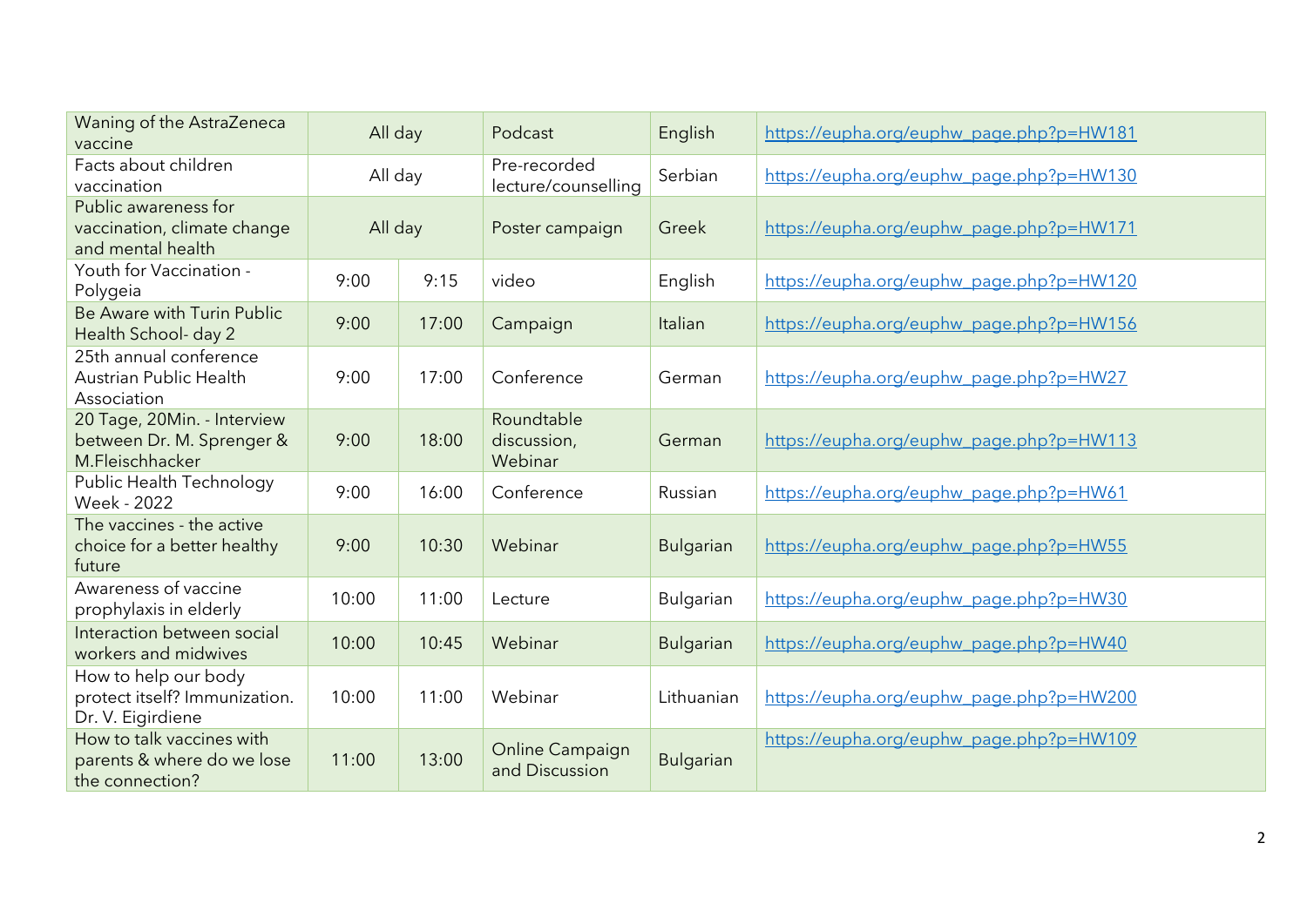| | | | | | |
|---|---|---|---|---|---|
| Waning of the AstraZeneca vaccine | All day | | Podcast | English | https://eupha.org/euphw_page.php?p=HW181 |
| Facts about children vaccination | All day | | Pre-recorded lecture/counselling | Serbian | https://eupha.org/euphw_page.php?p=HW130 |
| Public awareness for vaccination, climate change and mental health | All day | | Poster campaign | Greek | https://eupha.org/euphw_page.php?p=HW171 |
| Youth for Vaccination - Polygeia | 9:00 | 9:15 | video | English | https://eupha.org/euphw_page.php?p=HW120 |
| Be Aware with Turin Public Health School- day 2 | 9:00 | 17:00 | Campaign | Italian | https://eupha.org/euphw_page.php?p=HW156 |
| 25th annual conference Austrian Public Health Association | 9:00 | 17:00 | Conference | German | https://eupha.org/euphw_page.php?p=HW27 |
| 20 Tage, 20Min. - Interview between Dr. M. Sprenger & M.Fleischhacker | 9:00 | 18:00 | Roundtable discussion, Webinar | German | https://eupha.org/euphw_page.php?p=HW113 |
| Public Health Technology Week - 2022 | 9:00 | 16:00 | Conference | Russian | https://eupha.org/euphw_page.php?p=HW61 |
| The vaccines - the active choice for a better healthy future | 9:00 | 10:30 | Webinar | Bulgarian | https://eupha.org/euphw_page.php?p=HW55 |
| Awareness of vaccine prophylaxis in elderly | 10:00 | 11:00 | Lecture | Bulgarian | https://eupha.org/euphw_page.php?p=HW30 |
| Interaction between social workers and midwives | 10:00 | 10:45 | Webinar | Bulgarian | https://eupha.org/euphw_page.php?p=HW40 |
| How to help our body protect itself? Immunization. Dr. V. Eigirdiene | 10:00 | 11:00 | Webinar | Lithuanian | https://eupha.org/euphw_page.php?p=HW200 |
| How to talk vaccines with parents & where do we lose the connection? | 11:00 | 13:00 | Online Campaign and Discussion | Bulgarian | https://eupha.org/euphw_page.php?p=HW109 |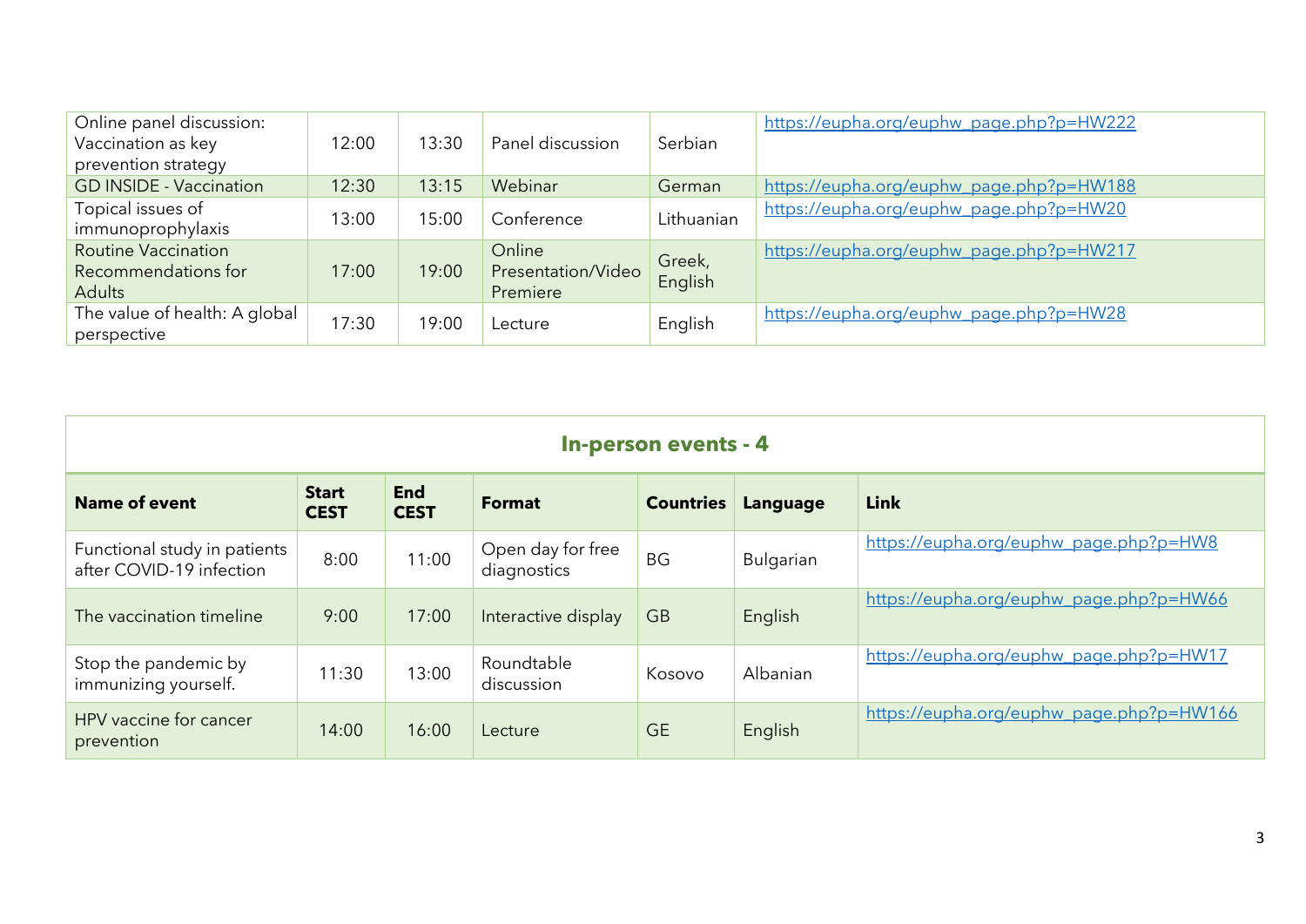| | | | | | |
|---|---|---|---|---|---|
| Online panel discussion: Vaccination as key prevention strategy | 12:00 | 13:30 | Panel discussion | Serbian | https://eupha.org/euphw_page.php?p=HW222 |
| GD INSIDE - Vaccination | 12:30 | 13:15 | Webinar | German | https://eupha.org/euphw_page.php?p=HW188 |
| Topical issues of immunoprophylaxis | 13:00 | 15:00 | Conference | Lithuanian | https://eupha.org/euphw_page.php?p=HW20 |
| Routine Vaccination Recommendations for Adults | 17:00 | 19:00 | Online Presentation/Video Premiere | Greek, English | https://eupha.org/euphw_page.php?p=HW217 |
| The value of health: A global perspective | 17:30 | 19:00 | Lecture | English | https://eupha.org/euphw_page.php?p=HW28 |

## In-person events - 4

| Name of event | Start CEST | End CEST | Format | Countries | Language | Link |
|---|---|---|---|---|---|---|
| Functional study in patients after COVID-19 infection | 8:00 | 11:00 | Open day for free diagnostics | BG | Bulgarian | https://eupha.org/euphw_page.php?p=HW8 |
| The vaccination timeline | 9:00 | 17:00 | Interactive display | GB | English | https://eupha.org/euphw_page.php?p=HW66 |
| Stop the pandemic by immunizing yourself. | 11:30 | 13:00 | Roundtable discussion | Kosovo | Albanian | https://eupha.org/euphw_page.php?p=HW17 |
| HPV vaccine for cancer prevention | 14:00 | 16:00 | Lecture | GE | English | https://eupha.org/euphw_page.php?p=HW166 |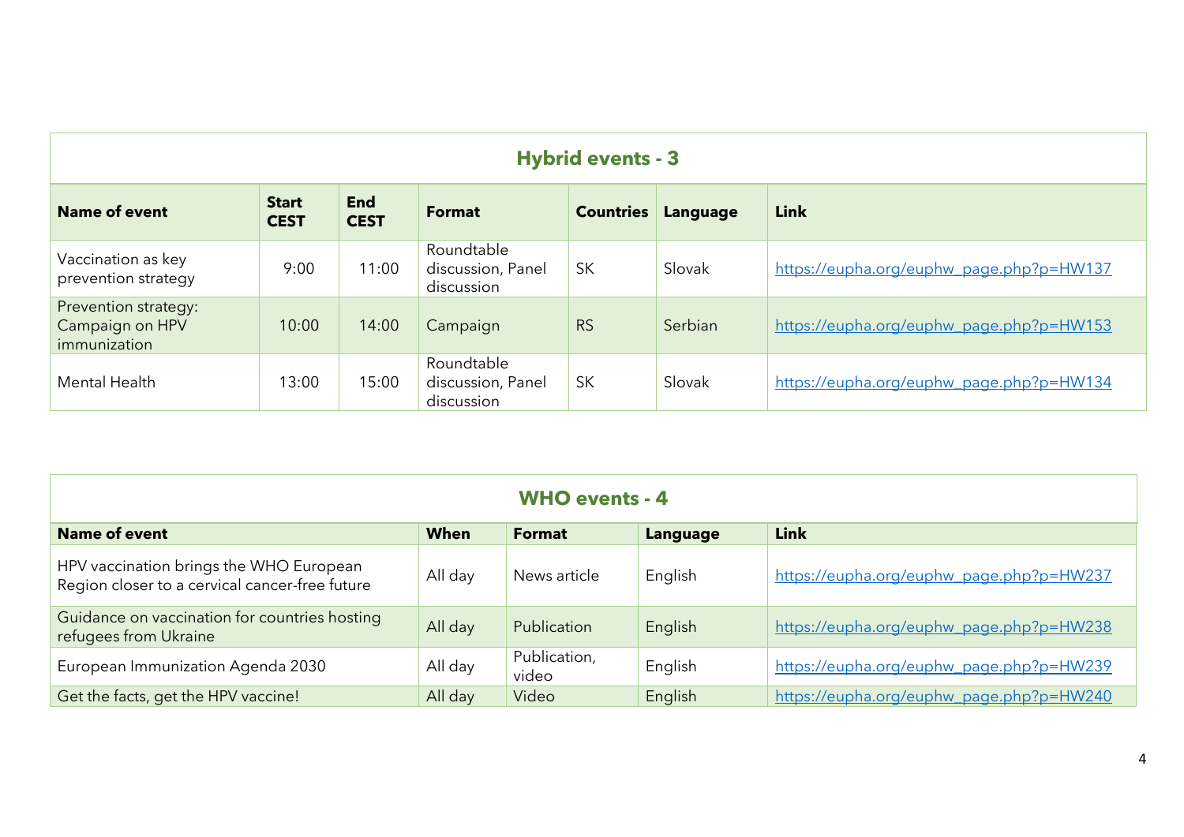| Hybrid events - 3 | | | | | | |
|---|---|---|---|---|---|---|
| **Name of event** | **Start CEST** | **End CEST** | **Format** | **Countries** | **Language** | **Link** |
| Vaccination as key prevention strategy | 9:00 | 11:00 | Roundtable discussion, Panel discussion | SK | Slovak | https://eupha.org/euphw_page.php?p=HW137 |
| Prevention strategy: Campaign on HPV immunization | 10:00 | 14:00 | Campaign | RS | Serbian | https://eupha.org/euphw_page.php?p=HW153 |
| Mental Health | 13:00 | 15:00 | Roundtable discussion, Panel discussion | SK | Slovak | https://eupha.org/euphw_page.php?p=HW134 |

| WHO events - 4 | | | | |
|---|---|---|---|---|
| **Name of event** | **When** | **Format** | **Language** | **Link** |
| HPV vaccination brings the WHO European Region closer to a cervical cancer-free future | All day | News article | English | https://eupha.org/euphw_page.php?p=HW237 |
| Guidance on vaccination for countries hosting refugees from Ukraine | All day | Publication | English | https://eupha.org/euphw_page.php?p=HW238 |
| European Immunization Agenda 2030 | All day | Publication, video | English | https://eupha.org/euphw_page.php?p=HW239 |
| Get the facts, get the HPV vaccine! | All day | Video | English | https://eupha.org/euphw_page.php?p=HW240 |